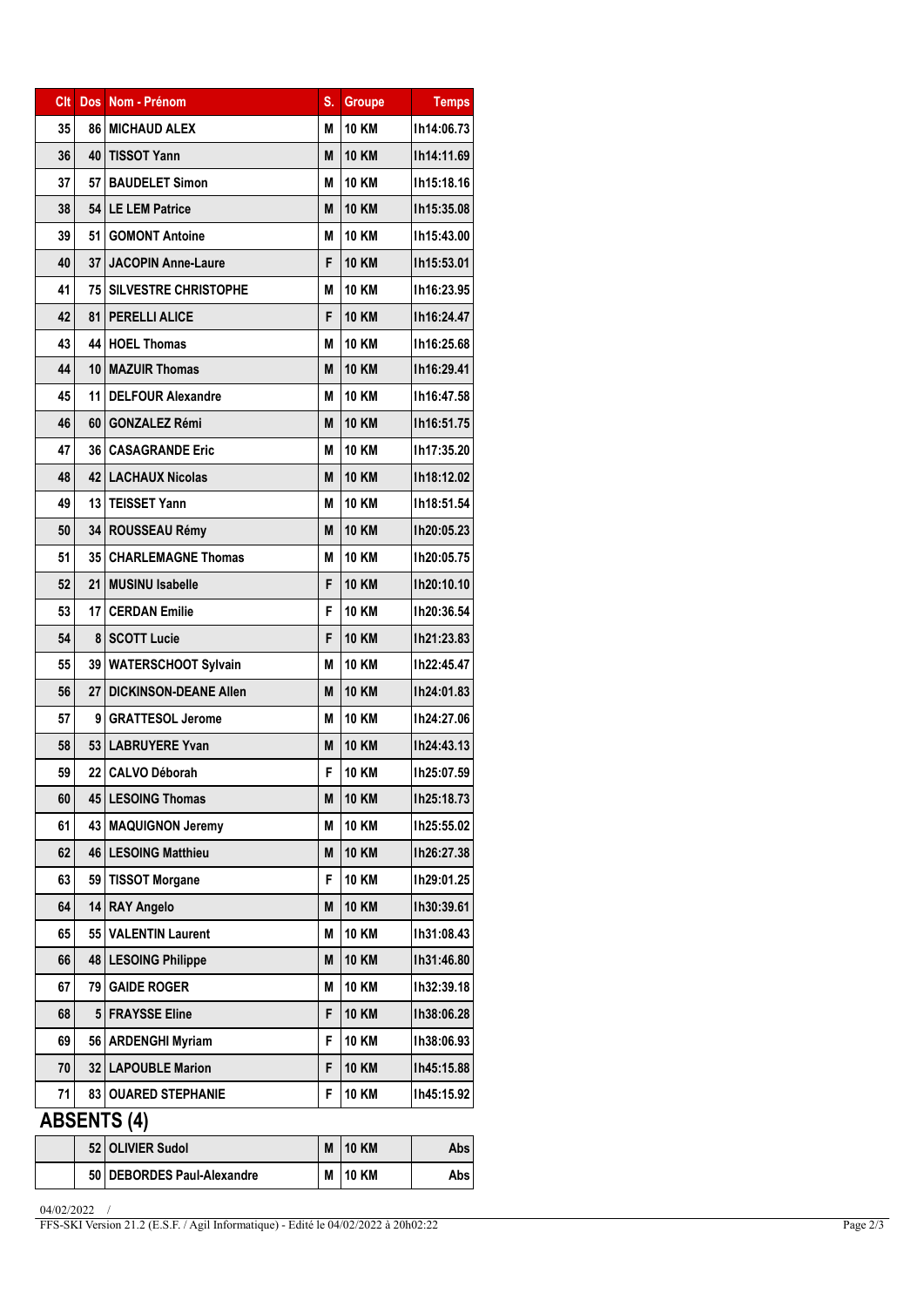| Clt | Dos | Nom - Prénom | S. | Groupe | Temps |
|---|---|---|---|---|---|
| 35 | 86 | MICHAUD ALEX | M | 10 KM | 1h14:06.73 |
| 36 | 40 | TISSOT Yann | M | 10 KM | 1h14:11.69 |
| 37 | 57 | BAUDELET Simon | M | 10 KM | 1h15:18.16 |
| 38 | 54 | LE LEM Patrice | M | 10 KM | 1h15:35.08 |
| 39 | 51 | GOMONT Antoine | M | 10 KM | 1h15:43.00 |
| 40 | 37 | JACOPIN Anne-Laure | F | 10 KM | 1h15:53.01 |
| 41 | 75 | SILVESTRE CHRISTOPHE | M | 10 KM | 1h16:23.95 |
| 42 | 81 | PERELLI ALICE | F | 10 KM | 1h16:24.47 |
| 43 | 44 | HOEL Thomas | M | 10 KM | 1h16:25.68 |
| 44 | 10 | MAZUIR Thomas | M | 10 KM | 1h16:29.41 |
| 45 | 11 | DELFOUR Alexandre | M | 10 KM | 1h16:47.58 |
| 46 | 60 | GONZALEZ Rémi | M | 10 KM | 1h16:51.75 |
| 47 | 36 | CASAGRANDE Eric | M | 10 KM | 1h17:35.20 |
| 48 | 42 | LACHAUX Nicolas | M | 10 KM | 1h18:12.02 |
| 49 | 13 | TEISSET Yann | M | 10 KM | 1h18:51.54 |
| 50 | 34 | ROUSSEAU Rémy | M | 10 KM | 1h20:05.23 |
| 51 | 35 | CHARLEMAGNE Thomas | M | 10 KM | 1h20:05.75 |
| 52 | 21 | MUSINU Isabelle | F | 10 KM | 1h20:10.10 |
| 53 | 17 | CERDAN Emilie | F | 10 KM | 1h20:36.54 |
| 54 | 8 | SCOTT Lucie | F | 10 KM | 1h21:23.83 |
| 55 | 39 | WATERSCHOOT Sylvain | M | 10 KM | 1h22:45.47 |
| 56 | 27 | DICKINSON-DEANE Allen | M | 10 KM | 1h24:01.83 |
| 57 | 9 | GRATTESOL Jerome | M | 10 KM | 1h24:27.06 |
| 58 | 53 | LABRUYERE Yvan | M | 10 KM | 1h24:43.13 |
| 59 | 22 | CALVO Déborah | F | 10 KM | 1h25:07.59 |
| 60 | 45 | LESOING Thomas | M | 10 KM | 1h25:18.73 |
| 61 | 43 | MAQUIGNON Jeremy | M | 10 KM | 1h25:55.02 |
| 62 | 46 | LESOING Matthieu | M | 10 KM | 1h26:27.38 |
| 63 | 59 | TISSOT Morgane | F | 10 KM | 1h29:01.25 |
| 64 | 14 | RAY Angelo | M | 10 KM | 1h30:39.61 |
| 65 | 55 | VALENTIN Laurent | M | 10 KM | 1h31:08.43 |
| 66 | 48 | LESOING Philippe | M | 10 KM | 1h31:46.80 |
| 67 | 79 | GAIDE ROGER | M | 10 KM | 1h32:39.18 |
| 68 | 5 | FRAYSSE Eline | F | 10 KM | 1h38:06.28 |
| 69 | 56 | ARDENGHI Myriam | F | 10 KM | 1h38:06.93 |
| 70 | 32 | LAPOUBLE Marion | F | 10 KM | 1h45:15.88 |
| 71 | 83 | OUARED STEPHANIE | F | 10 KM | 1h45:15.92 |

## ABSENTS (4)

| Clt | Dos | Nom - Prénom | S. | Groupe | Temps |
|---|---|---|---|---|---|
| | 52 | OLIVIER Sudol | M | 10 KM | Abs |
| | 50 | DEBORDES Paul-Alexandre | M | 10 KM | Abs |

04/02/2022 /

FFS-SKI Version 21.2 (E.S.F. / Agil Informatique) - Edité le 04/02/2022 à 20h02:22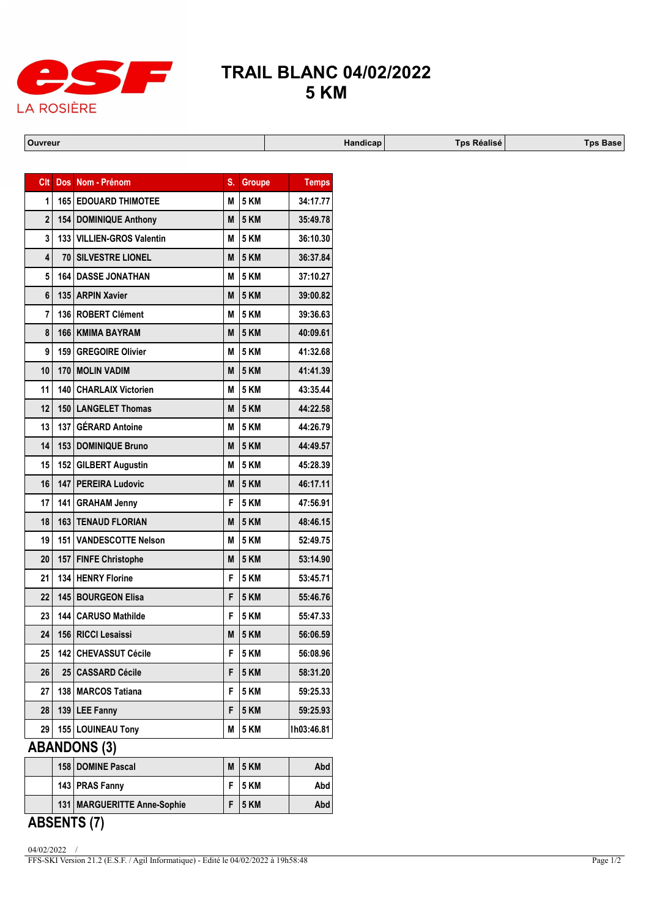# TRAIL BLANC 04/02/2022
# 5 KM

| Ouvreur | Handicap | Tps Réalisé | Tps Base |
|---|---|---|---|

| Clt | Dos | Nom - Prénom | S. | Groupe | Temps |
|---|---|---|---|---|---|
| 1 | 165 | EDOUARD THIMOTEE | M | 5 KM | 34:17.77 |
| 2 | 154 | DOMINIQUE Anthony | M | 5 KM | 35:49.78 |
| 3 | 133 | VILLIEN-GROS Valentin | M | 5 KM | 36:10.30 |
| 4 | 70 | SILVESTRE LIONEL | M | 5 KM | 36:37.84 |
| 5 | 164 | DASSE JONATHAN | M | 5 KM | 37:10.27 |
| 6 | 135 | ARPIN Xavier | M | 5 KM | 39:00.82 |
| 7 | 136 | ROBERT Clément | M | 5 KM | 39:36.63 |
| 8 | 166 | KMIMA BAYRAM | M | 5 KM | 40:09.61 |
| 9 | 159 | GREGOIRE Olivier | M | 5 KM | 41:32.68 |
| 10 | 170 | MOLIN VADIM | M | 5 KM | 41:41.39 |
| 11 | 140 | CHARLAIX Victorien | M | 5 KM | 43:35.44 |
| 12 | 150 | LANGELET Thomas | M | 5 KM | 44:22.58 |
| 13 | 137 | GÉRARD Antoine | M | 5 KM | 44:26.79 |
| 14 | 153 | DOMINIQUE Bruno | M | 5 KM | 44:49.57 |
| 15 | 152 | GILBERT Augustin | M | 5 KM | 45:28.39 |
| 16 | 147 | PEREIRA Ludovic | M | 5 KM | 46:17.11 |
| 17 | 141 | GRAHAM Jenny | F | 5 KM | 47:56.91 |
| 18 | 163 | TENAUD FLORIAN | M | 5 KM | 48:46.15 |
| 19 | 151 | VANDESCOTTE Nelson | M | 5 KM | 52:49.75 |
| 20 | 157 | FINFE Christophe | M | 5 KM | 53:14.90 |
| 21 | 134 | HENRY Florine | F | 5 KM | 53:45.71 |
| 22 | 145 | BOURGEON Elisa | F | 5 KM | 55:46.76 |
| 23 | 144 | CARUSO Mathilde | F | 5 KM | 55:47.33 |
| 24 | 156 | RICCI Lesaissi | M | 5 KM | 56:06.59 |
| 25 | 142 | CHEVASSUT Cécile | F | 5 KM | 56:08.96 |
| 26 | 25 | CASSARD Cécile | F | 5 KM | 58:31.20 |
| 27 | 138 | MARCOS Tatiana | F | 5 KM | 59:25.33 |
| 28 | 139 | LEE Fanny | F | 5 KM | 59:25.93 |
| 29 | 155 | LOUINEAU Tony | M | 5 KM | 1h03:46.81 |

## ABANDONS (3)

| | | | | | |
|---|---|---|---|---|---|
| | 158 | DOMINE Pascal | M | 5 KM | Abd |
| | 143 | PRAS Fanny | F | 5 KM | Abd |
| | 131 | MARGUERITTE Anne-Sophie | F | 5 KM | Abd |

## ABSENTS (7)

04/02/2022 /

FFS-SKI Version 21.2 (E.S.F. / Agil Informatique) - Edité le 04/02/2022 à 19h58:48